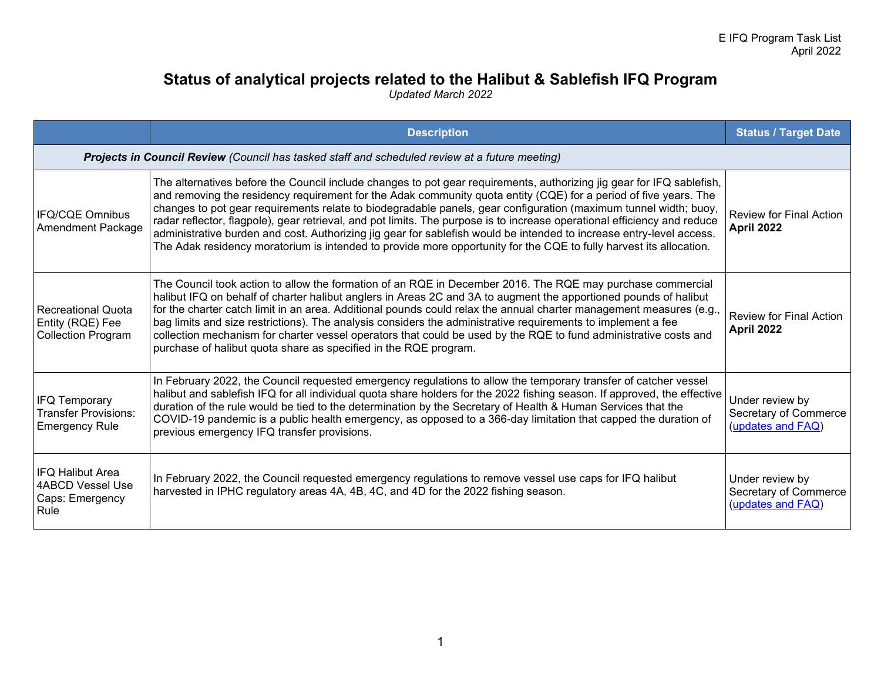# Status of analytical projects related to the Halibut & Sablefish IFQ Program

*Updated March 2022*

| | Description | Status / Target Date |
|---|---|---|
| ***Projects in Council Review*** *(Council has tasked staff and scheduled review at a future meeting)* | | |
| IFQ/CQE Omnibus Amendment Package | The alternatives before the Council include changes to pot gear requirements, authorizing jig gear for IFQ sablefish, and removing the residency requirement for the Adak community quota entity (CQE) for a period of five years. The changes to pot gear requirements relate to biodegradable panels, gear configuration (maximum tunnel width; buoy, radar reflector, flagpole), gear retrieval, and pot limits. The purpose is to increase operational efficiency and reduce administrative burden and cost. Authorizing jig gear for sablefish would be intended to increase entry-level access. The Adak residency moratorium is intended to provide more opportunity for the CQE to fully harvest its allocation. | Review for Final Action **April 2022** |
| Recreational Quota Entity (RQE) Fee Collection Program | The Council took action to allow the formation of an RQE in December 2016. The RQE may purchase commercial halibut IFQ on behalf of charter halibut anglers in Areas 2C and 3A to augment the apportioned pounds of halibut for the charter catch limit in an area. Additional pounds could relax the annual charter management measures (e.g., bag limits and size restrictions). The analysis considers the administrative requirements to implement a fee collection mechanism for charter vessel operators that could be used by the RQE to fund administrative costs and purchase of halibut quota share as specified in the RQE program. | Review for Final Action **April 2022** |
| IFQ Temporary Transfer Provisions: Emergency Rule | In February 2022, the Council requested emergency regulations to allow the temporary transfer of catcher vessel halibut and sablefish IFQ for all individual quota share holders for the 2022 fishing season. If approved, the effective duration of the rule would be tied to the determination by the Secretary of Health & Human Services that the COVID-19 pandemic is a public health emergency, as opposed to a 366-day limitation that capped the duration of previous emergency IFQ transfer provisions. | Under review by Secretary of Commerce (updates and FAQ) |
| IFQ Halibut Area 4ABCD Vessel Use Caps: Emergency Rule | In February 2022, the Council requested emergency regulations to remove vessel use caps for IFQ halibut harvested in IPHC regulatory areas 4A, 4B, 4C, and 4D for the 2022 fishing season. | Under review by Secretary of Commerce (updates and FAQ) |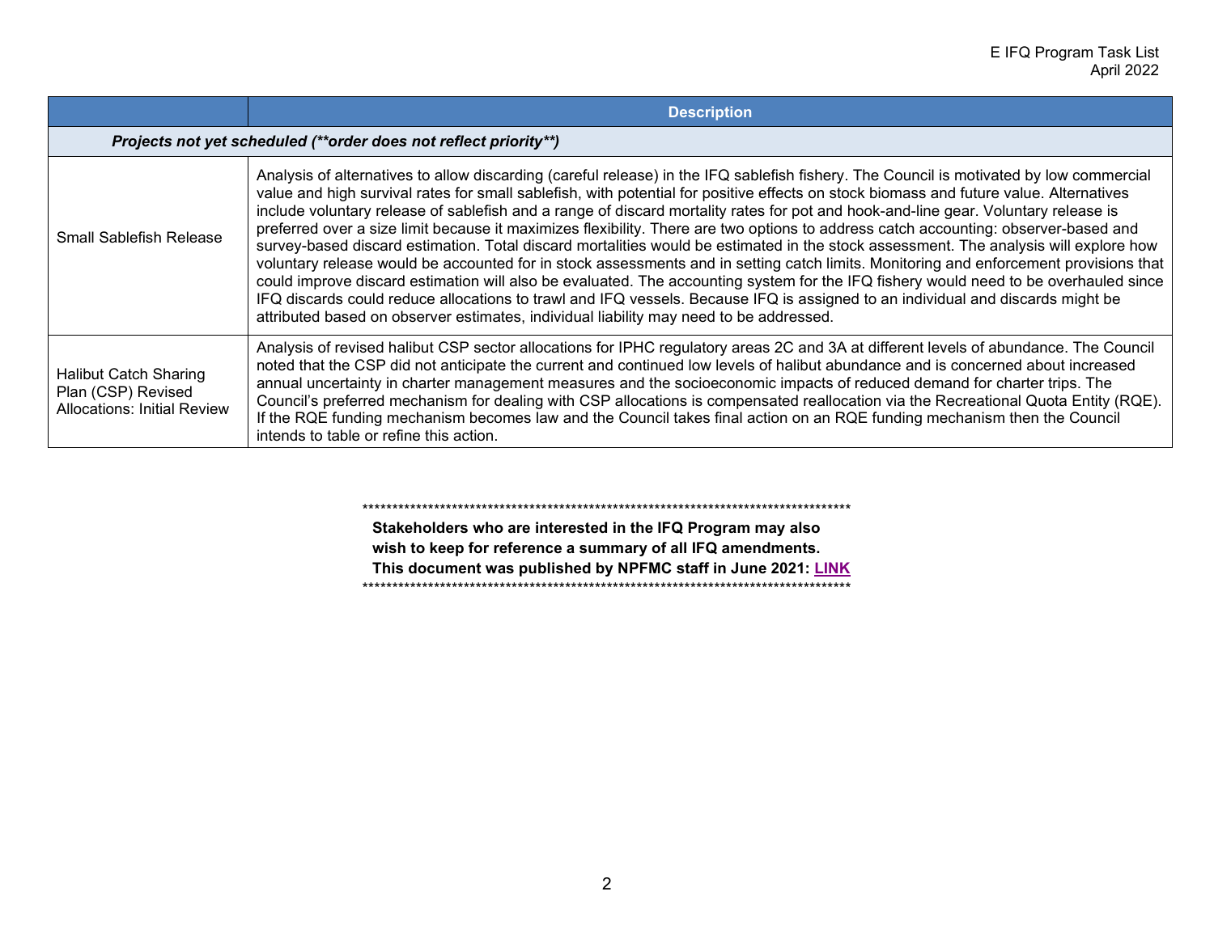| | Description |
|---|---|
| ***Projects not yet scheduled (**order does not reflect priority**)*** | |
| Small Sablefish Release | Analysis of alternatives to allow discarding (careful release) in the IFQ sablefish fishery. The Council is motivated by low commercial value and high survival rates for small sablefish, with potential for positive effects on stock biomass and future value. Alternatives include voluntary release of sablefish and a range of discard mortality rates for pot and hook-and-line gear. Voluntary release is preferred over a size limit because it maximizes flexibility. There are two options to address catch accounting: observer-based and survey-based discard estimation. Total discard mortalities would be estimated in the stock assessment. The analysis will explore how voluntary release would be accounted for in stock assessments and in setting catch limits. Monitoring and enforcement provisions that could improve discard estimation will also be evaluated. The accounting system for the IFQ fishery would need to be overhauled since IFQ discards could reduce allocations to trawl and IFQ vessels. Because IFQ is assigned to an individual and discards might be attributed based on observer estimates, individual liability may need to be addressed. |
| Halibut Catch Sharing Plan (CSP) Revised Allocations: Initial Review | Analysis of revised halibut CSP sector allocations for IPHC regulatory areas 2C and 3A at different levels of abundance. The Council noted that the CSP did not anticipate the current and continued low levels of halibut abundance and is concerned about increased annual uncertainty in charter management measures and the socioeconomic impacts of reduced demand for charter trips. The Council's preferred mechanism for dealing with CSP allocations is compensated reallocation via the Recreational Quota Entity (RQE). If the RQE funding mechanism becomes law and the Council takes final action on an RQE funding mechanism then the Council intends to table or refine this action. |

************************************************************************************

**Stakeholders who are interested in the IFQ Program may also wish to keep for reference a summary of all IFQ amendments. This document was published by NPFMC staff in June 2021: LINK**

************************************************************************************